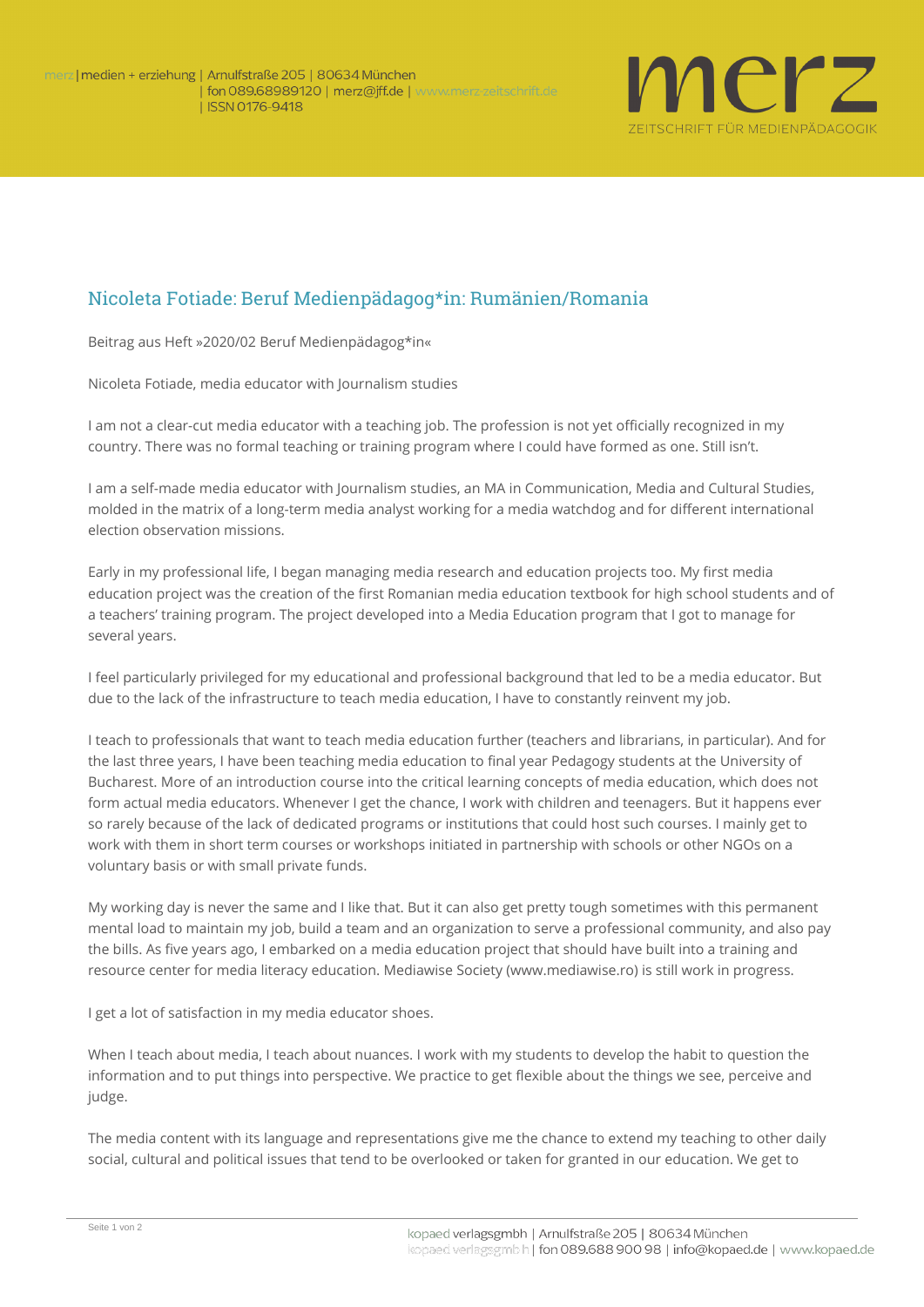# Nicoleta Fotiade: Beruf Medienpädagog*in: Rumänien/Romania

Beitrag aus Heft »2020/02 Beruf Medienpädagog*in«

Nicoleta Fotiade, media educator with Journalism studies

I am not a clear-cut media educator with a teaching job. The profession is not yet officially recognized in my country. There was no formal teaching or training program where I could have formed as one. Still isn't.

I am a self-made media educator with Journalism studies, an MA in Communication, Media and Cultural Studies, molded in the matrix of a long-term media analyst working for a media watchdog and for different international election observation missions.

Early in my professional life, I began managing media research and education projects too. My first media education project was the creation of the first Romanian media education textbook for high school students and of a teachers' training program. The project developed into a Media Education program that I got to manage for several years.

I feel particularly privileged for my educational and professional background that led to be a media educator. But due to the lack of the infrastructure to teach media education, I have to constantly reinvent my job.

I teach to professionals that want to teach media education further (teachers and librarians, in particular). And for the last three years, I have been teaching media education to final year Pedagogy students at the University of Bucharest. More of an introduction course into the critical learning concepts of media education, which does not form actual media educators. Whenever I get the chance, I work with children and teenagers. But it happens ever so rarely because of the lack of dedicated programs or institutions that could host such courses. I mainly get to work with them in short term courses or workshops initiated in partnership with schools or other NGOs on a voluntary basis or with small private funds.

My working day is never the same and I like that. But it can also get pretty tough sometimes with this permanent mental load to maintain my job, build a team and an organization to serve a professional community, and also pay the bills. As five years ago, I embarked on a media education project that should have built into a training and resource center for media literacy education. Mediawise Society (www.mediawise.ro) is still work in progress.

I get a lot of satisfaction in my media educator shoes.

When I teach about media, I teach about nuances. I work with my students to develop the habit to question the information and to put things into perspective. We practice to get flexible about the things we see, perceive and judge.

The media content with its language and representations give me the chance to extend my teaching to other daily social, cultural and political issues that tend to be overlooked or taken for granted in our education. We get to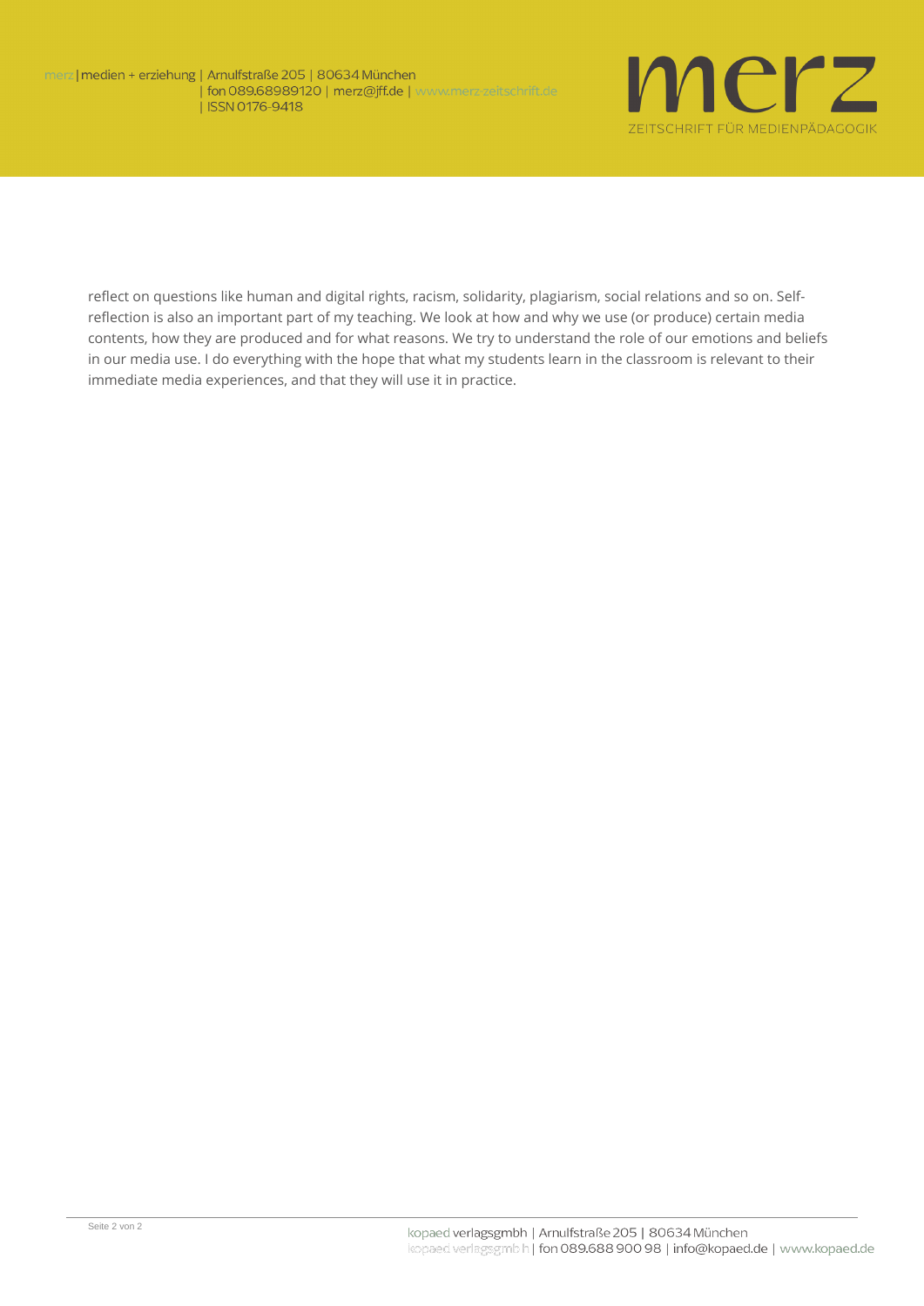reflect on questions like human and digital rights, racism, solidarity, plagiarism, social relations and so on. Self-reflection is also an important part of my teaching. We look at how and why we use (or produce) certain media contents, how they are produced and for what reasons. We try to understand the role of our emotions and beliefs in our media use. I do everything with the hope that what my students learn in the classroom is relevant to their immediate media experiences, and that they will use it in practice.